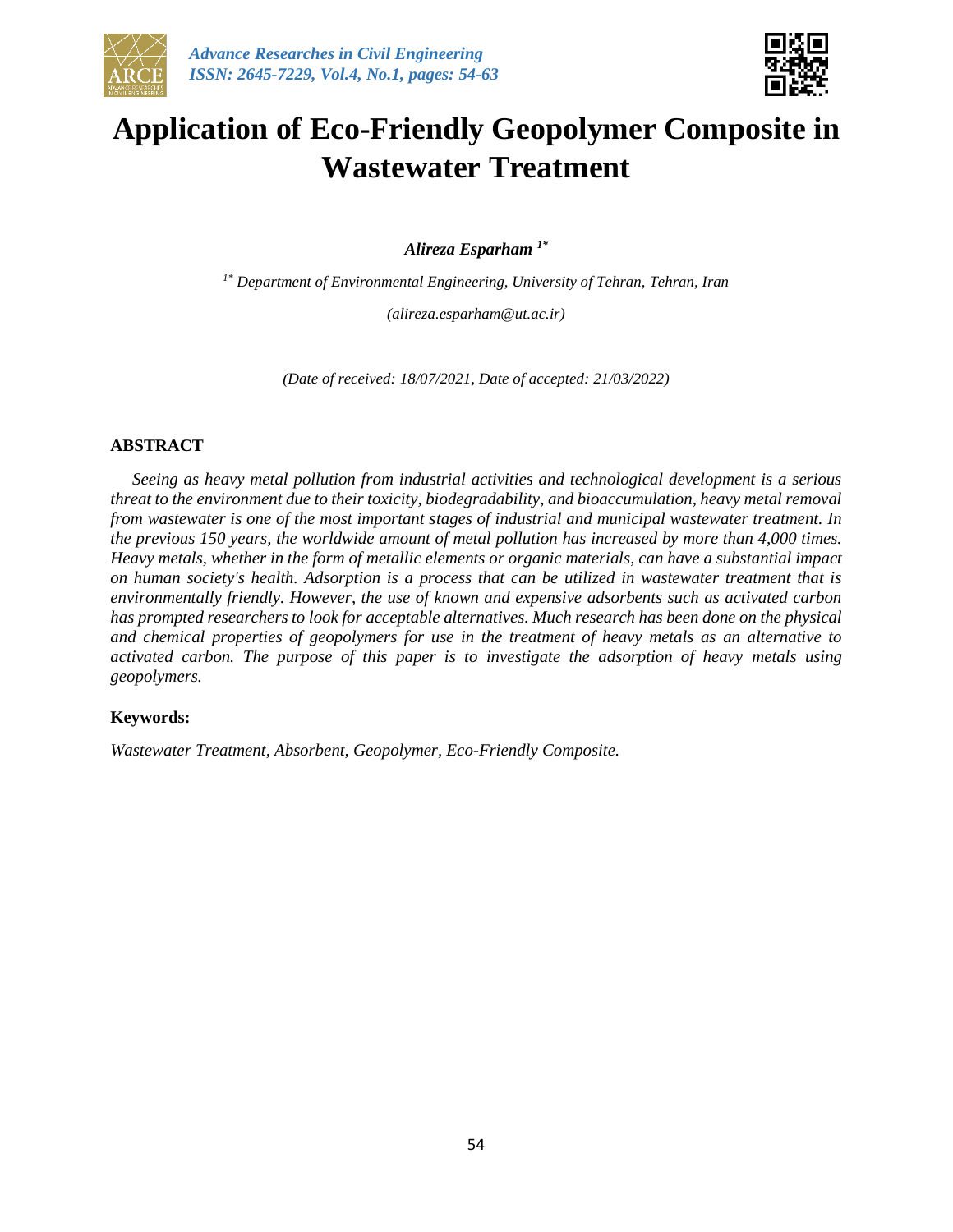# Application of Eco-Friendly Geopolymer Composite in Wastewater Treatment

***Alireza Esparham*** [1*]

[1*] *Department of Environmental Engineering, University of Tehran, Tehran, Iran*

*(alireza.esparham@ut.ac.ir)*

*(Date of received: 18/07/2021, Date of accepted: 21/03/2022)*

## ABSTRACT

*Seeing as heavy metal pollution from industrial activities and technological development is a serious threat to the environment due to their toxicity, biodegradability, and bioaccumulation, heavy metal removal from wastewater is one of the most important stages of industrial and municipal wastewater treatment. In the previous 150 years, the worldwide amount of metal pollution has increased by more than 4,000 times. Heavy metals, whether in the form of metallic elements or organic materials, can have a substantial impact on human society's health. Adsorption is a process that can be utilized in wastewater treatment that is environmentally friendly. However, the use of known and expensive adsorbents such as activated carbon has prompted researchers to look for acceptable alternatives. Much research has been done on the physical and chemical properties of geopolymers for use in the treatment of heavy metals as an alternative to activated carbon. The purpose of this paper is to investigate the adsorption of heavy metals using geopolymers.*

**Keywords:**

*Wastewater Treatment, Absorbent, Geopolymer, Eco-Friendly Composite.*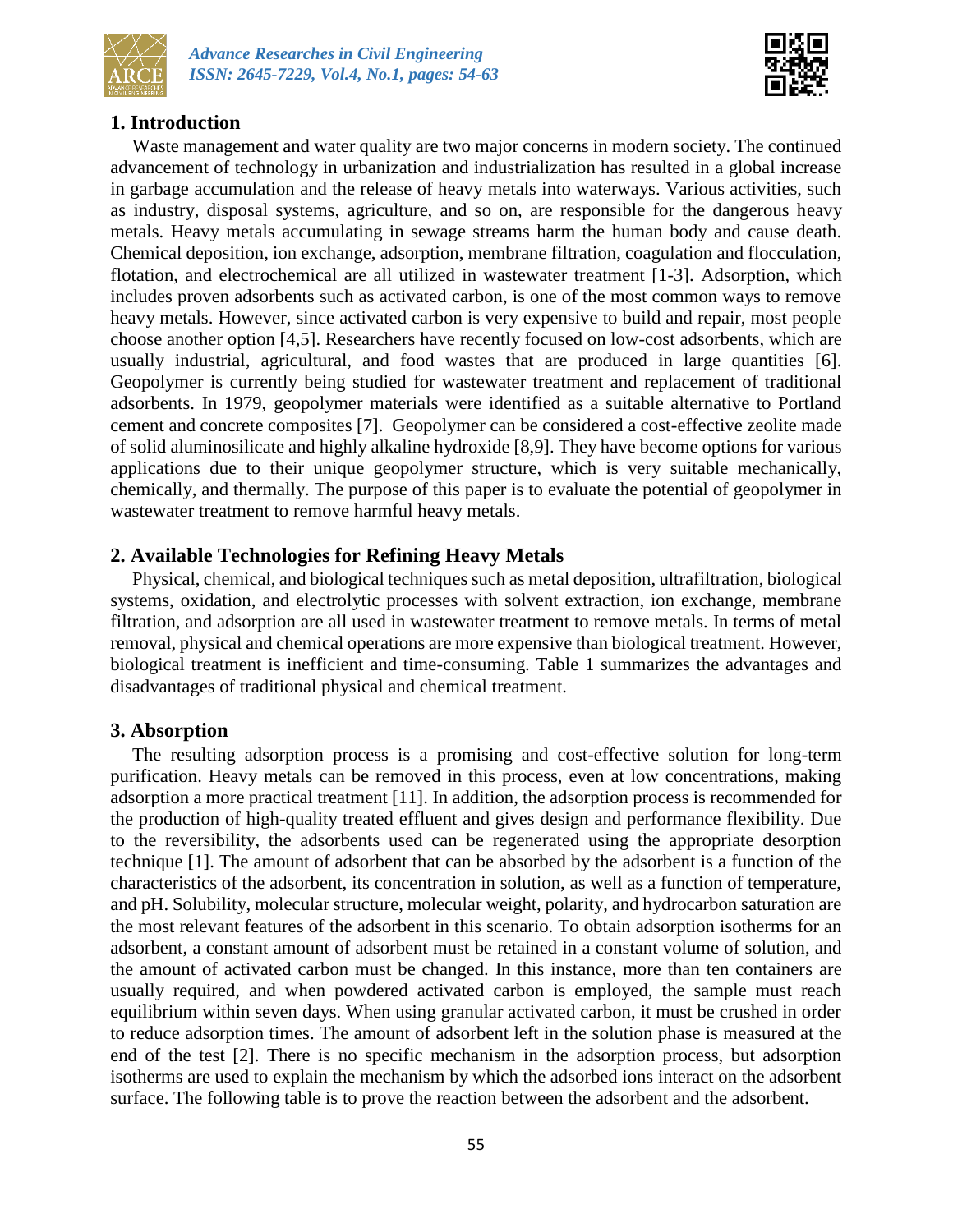## 1. Introduction

Waste management and water quality are two major concerns in modern society. The continued advancement of technology in urbanization and industrialization has resulted in a global increase in garbage accumulation and the release of heavy metals into waterways. Various activities, such as industry, disposal systems, agriculture, and so on, are responsible for the dangerous heavy metals. Heavy metals accumulating in sewage streams harm the human body and cause death. Chemical deposition, ion exchange, adsorption, membrane filtration, coagulation and flocculation, flotation, and electrochemical are all utilized in wastewater treatment [1-3]. Adsorption, which includes proven adsorbents such as activated carbon, is one of the most common ways to remove heavy metals. However, since activated carbon is very expensive to build and repair, most people choose another option [4,5]. Researchers have recently focused on low-cost adsorbents, which are usually industrial, agricultural, and food wastes that are produced in large quantities [6]. Geopolymer is currently being studied for wastewater treatment and replacement of traditional adsorbents. In 1979, geopolymer materials were identified as a suitable alternative to Portland cement and concrete composites [7]. Geopolymer can be considered a cost-effective zeolite made of solid aluminosilicate and highly alkaline hydroxide [8,9]. They have become options for various applications due to their unique geopolymer structure, which is very suitable mechanically, chemically, and thermally. The purpose of this paper is to evaluate the potential of geopolymer in wastewater treatment to remove harmful heavy metals.

## 2. Available Technologies for Refining Heavy Metals

Physical, chemical, and biological techniques such as metal deposition, ultrafiltration, biological systems, oxidation, and electrolytic processes with solvent extraction, ion exchange, membrane filtration, and adsorption are all used in wastewater treatment to remove metals. In terms of metal removal, physical and chemical operations are more expensive than biological treatment. However, biological treatment is inefficient and time-consuming. Table 1 summarizes the advantages and disadvantages of traditional physical and chemical treatment.

## 3. Absorption

The resulting adsorption process is a promising and cost-effective solution for long-term purification. Heavy metals can be removed in this process, even at low concentrations, making adsorption a more practical treatment [11]. In addition, the adsorption process is recommended for the production of high-quality treated effluent and gives design and performance flexibility. Due to the reversibility, the adsorbents used can be regenerated using the appropriate desorption technique [1]. The amount of adsorbent that can be absorbed by the adsorbent is a function of the characteristics of the adsorbent, its concentration in solution, as well as a function of temperature, and pH. Solubility, molecular structure, molecular weight, polarity, and hydrocarbon saturation are the most relevant features of the adsorbent in this scenario. To obtain adsorption isotherms for an adsorbent, a constant amount of adsorbent must be retained in a constant volume of solution, and the amount of activated carbon must be changed. In this instance, more than ten containers are usually required, and when powdered activated carbon is employed, the sample must reach equilibrium within seven days. When using granular activated carbon, it must be crushed in order to reduce adsorption times. The amount of adsorbent left in the solution phase is measured at the end of the test [2]. There is no specific mechanism in the adsorption process, but adsorption isotherms are used to explain the mechanism by which the adsorbed ions interact on the adsorbent surface. The following table is to prove the reaction between the adsorbent and the adsorbent.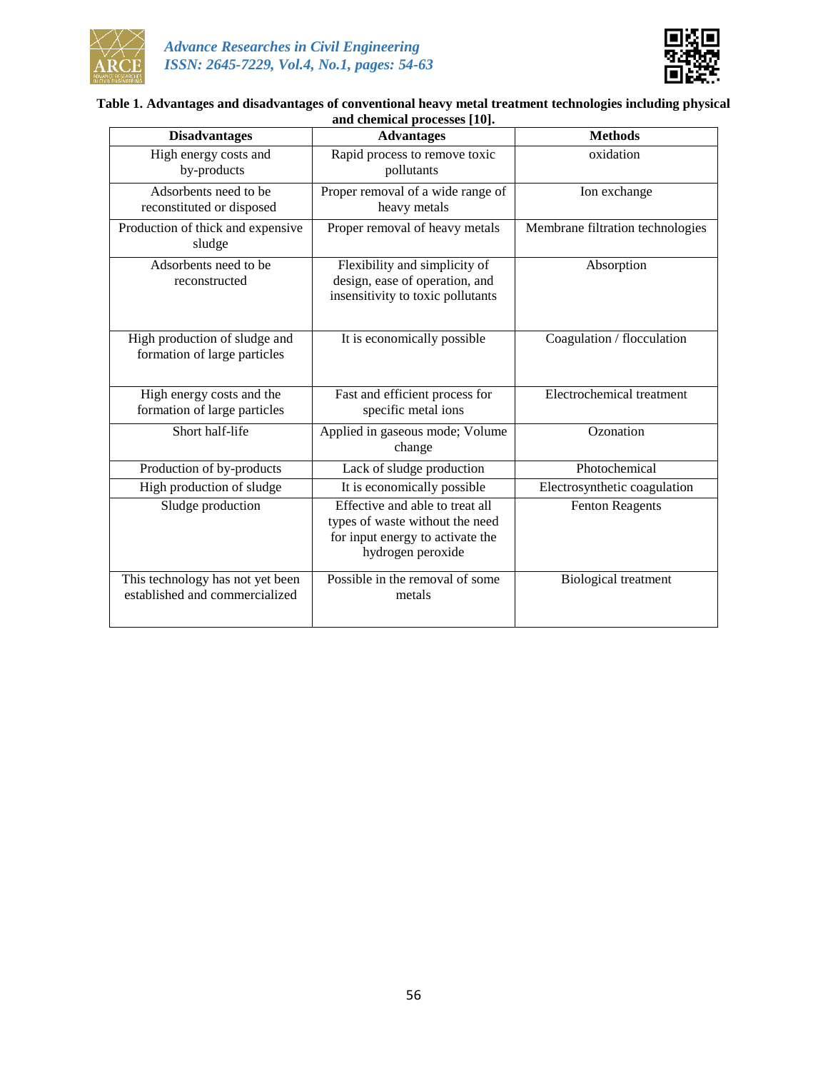**Table 1. Advantages and disadvantages of conventional heavy metal treatment technologies including physical and chemical processes [10].**

| Disadvantages | Advantages | Methods |
|---|---|---|
| High energy costs and by-products | Rapid process to remove toxic pollutants | oxidation |
| Adsorbents need to be reconstituted or disposed | Proper removal of a wide range of heavy metals | Ion exchange |
| Production of thick and expensive sludge | Proper removal of heavy metals | Membrane filtration technologies |
| Adsorbents need to be reconstructed | Flexibility and simplicity of design, ease of operation, and insensitivity to toxic pollutants | Absorption |
| High production of sludge and formation of large particles | It is economically possible | Coagulation / flocculation |
| High energy costs and the formation of large particles | Fast and efficient process for specific metal ions | Electrochemical treatment |
| Short half-life | Applied in gaseous mode; Volume change | Ozonation |
| Production of by-products | Lack of sludge production | Photochemical |
| High production of sludge | It is economically possible | Electrosynthetic coagulation |
| Sludge production | Effective and able to treat all types of waste without the need for input energy to activate the hydrogen peroxide | Fenton Reagents |
| This technology has not yet been established and commercialized | Possible in the removal of some metals | Biological treatment |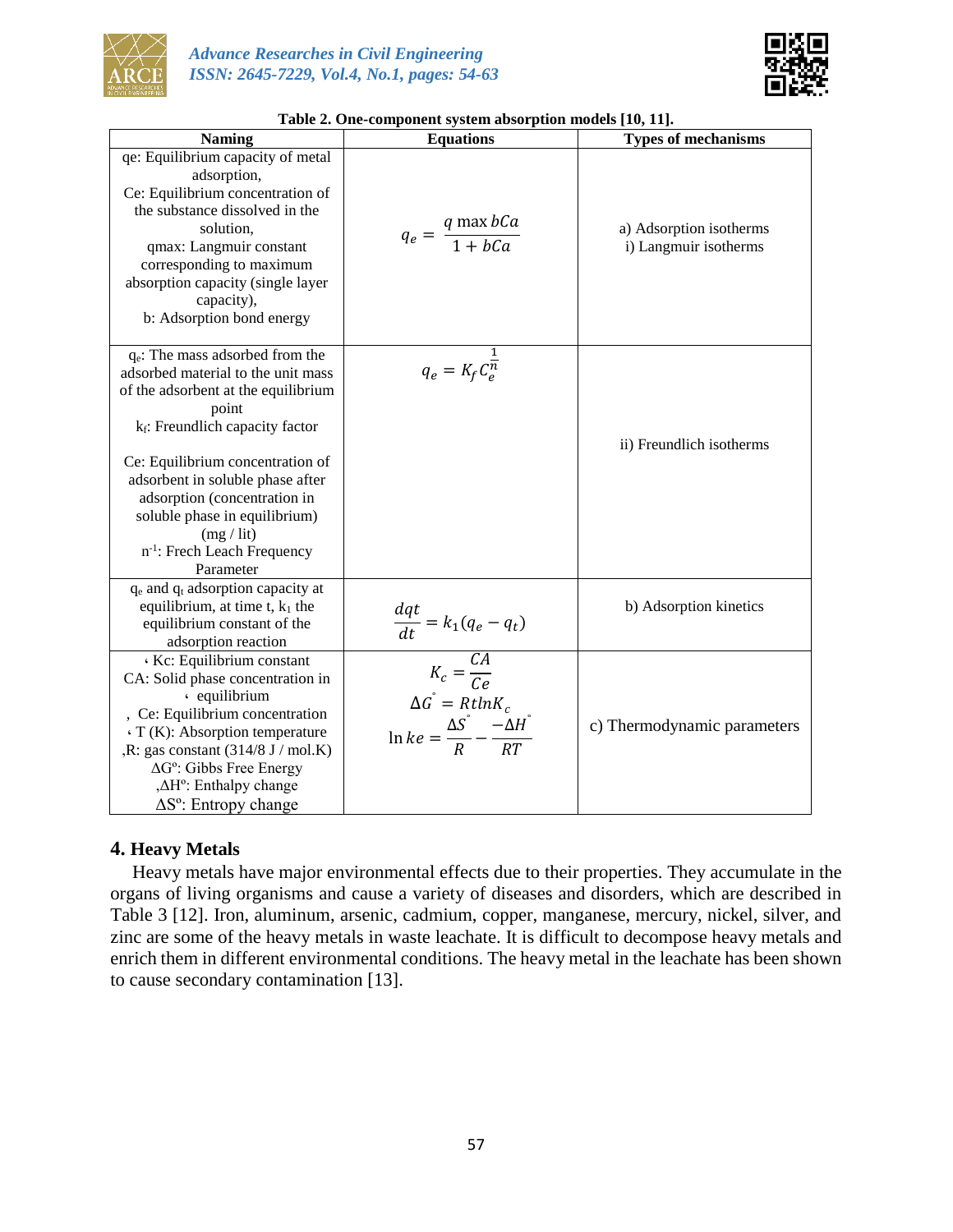**Table 2. One-component system absorption models [10, 11].**

| Naming | Equations | Types of mechanisms |
|---|---|---|
| qe: Equilibrium capacity of metal adsorption, Ce: Equilibrium concentration of the substance dissolved in the solution, qmax: Langmuir constant corresponding to maximum absorption capacity (single layer capacity), b: Adsorption bond energy | $q_e = \frac{q\max bCa}{1 + bCa}$ | a) Adsorption isotherms i) Langmuir isotherms |
| $q_e$: The mass adsorbed from the adsorbed material to the unit mass of the adsorbent at the equilibrium point $k_f$: Freundlich capacity factor Ce: Equilibrium concentration of adsorbent in soluble phase after adsorption (concentration in soluble phase in equilibrium) (mg / lit) $n^{-1}$: Frech Leach Frequency Parameter | $q_e = K_f C_e^{\frac{1}{n}}$ | ii) Freundlich isotherms |
| $q_e$ and $q_t$ adsorption capacity at equilibrium, at time t, $k_1$ the equilibrium constant of the adsorption reaction | $\frac{dqt}{dt} = k_1(q_e - q_t)$ | b) Adsorption kinetics |
| ، Kc: Equilibrium constant CA: Solid phase concentration in ، equilibrium , Ce: Equilibrium concentration ، T (K): Absorption temperature ,R: gas constant (314/8 J / mol.K) $\Delta G^{o}$: Gibbs Free Energy ,$\Delta H^{o}$: Enthalpy change $\Delta S^{o}$: Entropy change | $K_c = \frac{CA}{Ce}$ $\Delta G^{\circ} = RtlnK_c$ $\ln ke = \frac{\Delta S^{\circ}}{R} - \frac{-\Delta H^{\circ}}{RT}$ | c) Thermodynamic parameters |

## 4. Heavy Metals

Heavy metals have major environmental effects due to their properties. They accumulate in the organs of living organisms and cause a variety of diseases and disorders, which are described in Table 3 [12]. Iron, aluminum, arsenic, cadmium, copper, manganese, mercury, nickel, silver, and zinc are some of the heavy metals in waste leachate. It is difficult to decompose heavy metals and enrich them in different environmental conditions. The heavy metal in the leachate has been shown to cause secondary contamination [13].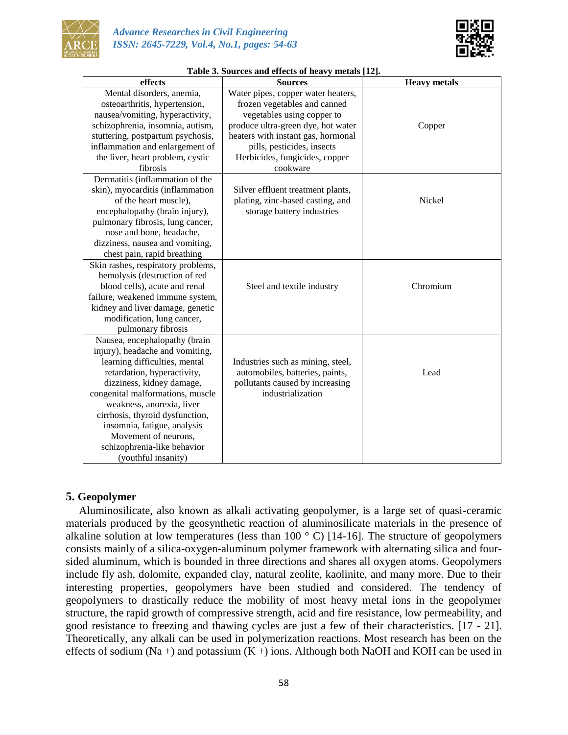**Table 3. Sources and effects of heavy metals [12].**

| effects | Sources | Heavy metals |
|---|---|---|
| Mental disorders, anemia, osteoarthritis, hypertension, nausea/vomiting, hyperactivity, schizophrenia, insomnia, autism, stuttering, postpartum psychosis, inflammation and enlargement of the liver, heart problem, cystic fibrosis | Water pipes, copper water heaters, frozen vegetables and canned vegetables using copper to produce ultra-green dye, hot water heaters with instant gas, hormonal pills, pesticides, insects Herbicides, fungicides, copper cookware | Copper |
| Dermatitis (inflammation of the skin), myocarditis (inflammation of the heart muscle), encephalopathy (brain injury), pulmonary fibrosis, lung cancer, nose and bone, headache, dizziness, nausea and vomiting, chest pain, rapid breathing | Silver effluent treatment plants, plating, zinc-based casting, and storage battery industries | Nickel |
| Skin rashes, respiratory problems, hemolysis (destruction of red blood cells), acute and renal failure, weakened immune system, kidney and liver damage, genetic modification, lung cancer, pulmonary fibrosis | Steel and textile industry | Chromium |
| Nausea, encephalopathy (brain injury), headache and vomiting, learning difficulties, mental retardation, hyperactivity, dizziness, kidney damage, congenital malformations, muscle weakness, anorexia, liver cirrhosis, thyroid dysfunction, insomnia, fatigue, analysis Movement of neurons, schizophrenia-like behavior (youthful insanity) | Industries such as mining, steel, automobiles, batteries, paints, pollutants caused by increasing industrialization | Lead |

## 5. Geopolymer

Aluminosilicate, also known as alkali activating geopolymer, is a large set of quasi-ceramic materials produced by the geosynthetic reaction of aluminosilicate materials in the presence of alkaline solution at low temperatures (less than 100 ° C) [14-16]. The structure of geopolymers consists mainly of a silica-oxygen-aluminum polymer framework with alternating silica and four-sided aluminum, which is bounded in three directions and shares all oxygen atoms. Geopolymers include fly ash, dolomite, expanded clay, natural zeolite, kaolinite, and many more. Due to their interesting properties, geopolymers have been studied and considered. The tendency of geopolymers to drastically reduce the mobility of most heavy metal ions in the geopolymer structure, the rapid growth of compressive strength, acid and fire resistance, low permeability, and good resistance to freezing and thawing cycles are just a few of their characteristics. [17 - 21]. Theoretically, any alkali can be used in polymerization reactions. Most research has been on the effects of sodium ($Na^+$) and potassium ($K^+$) ions. Although both NaOH and KOH can be used in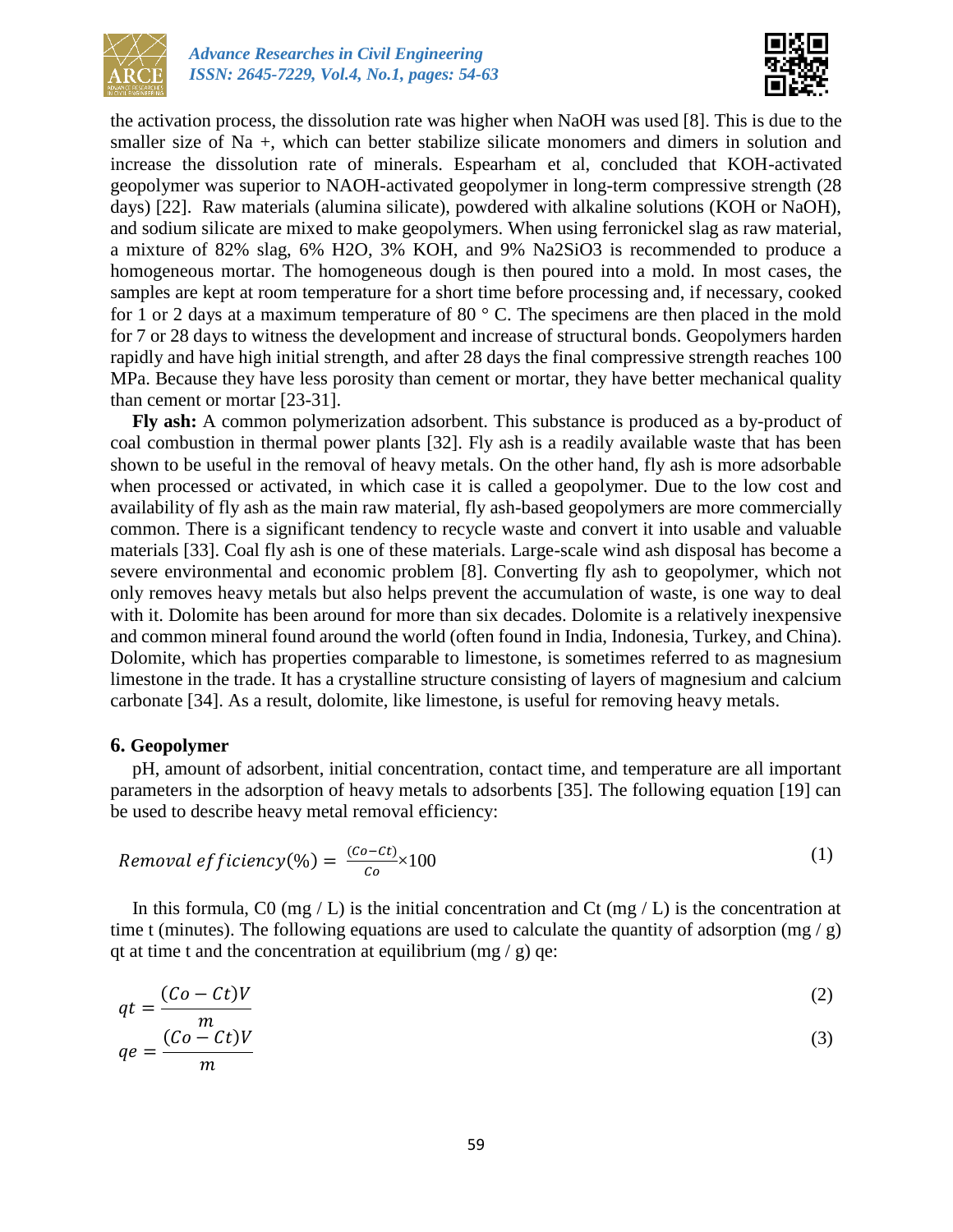the activation process, the dissolution rate was higher when NaOH was used [8]. This is due to the smaller size of Na +, which can better stabilize silicate monomers and dimers in solution and increase the dissolution rate of minerals. Espearham et al, concluded that KOH-activated geopolymer was superior to NAOH-activated geopolymer in long-term compressive strength (28 days) [22]. Raw materials (alumina silicate), powdered with alkaline solutions (KOH or NaOH), and sodium silicate are mixed to make geopolymers. When using ferronickel slag as raw material, a mixture of 82% slag, 6% H2O, 3% KOH, and 9% Na2SiO3 is recommended to produce a homogeneous mortar. The homogeneous dough is then poured into a mold. In most cases, the samples are kept at room temperature for a short time before processing and, if necessary, cooked for 1 or 2 days at a maximum temperature of 80 ° C. The specimens are then placed in the mold for 7 or 28 days to witness the development and increase of structural bonds. Geopolymers harden rapidly and have high initial strength, and after 28 days the final compressive strength reaches 100 MPa. Because they have less porosity than cement or mortar, they have better mechanical quality than cement or mortar [23-31].

**Fly ash:** A common polymerization adsorbent. This substance is produced as a by-product of coal combustion in thermal power plants [32]. Fly ash is a readily available waste that has been shown to be useful in the removal of heavy metals. On the other hand, fly ash is more adsorbable when processed or activated, in which case it is called a geopolymer. Due to the low cost and availability of fly ash as the main raw material, fly ash-based geopolymers are more commercially common. There is a significant tendency to recycle waste and convert it into usable and valuable materials [33]. Coal fly ash is one of these materials. Large-scale wind ash disposal has become a severe environmental and economic problem [8]. Converting fly ash to geopolymer, which not only removes heavy metals but also helps prevent the accumulation of waste, is one way to deal with it. Dolomite has been around for more than six decades. Dolomite is a relatively inexpensive and common mineral found around the world (often found in India, Indonesia, Turkey, and China). Dolomite, which has properties comparable to limestone, is sometimes referred to as magnesium limestone in the trade. It has a crystalline structure consisting of layers of magnesium and calcium carbonate [34]. As a result, dolomite, like limestone, is useful for removing heavy metals.

## 6. Geopolymer

pH, amount of adsorbent, initial concentration, contact time, and temperature are all important parameters in the adsorption of heavy metals to adsorbents [35]. The following equation [19] can be used to describe heavy metal removal efficiency:

$$Removal\ efficiency(\%) = \frac{(Co - Ct)}{Co} \times 100 \tag{1}$$

In this formula, C0 (mg / L) is the initial concentration and Ct (mg / L) is the concentration at time t (minutes). The following equations are used to calculate the quantity of adsorption (mg / g) qt at time t and the concentration at equilibrium (mg / g) qe:

$$qt = \frac{(Co - Ct)V}{m} \tag{2}$$

$$qe = \frac{(Co - Ct)V}{m} \tag{3}$$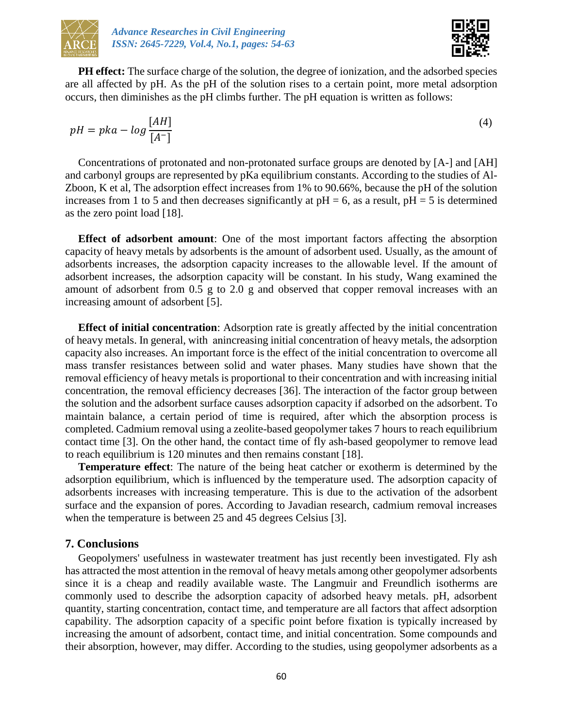**PH effect:** The surface charge of the solution, the degree of ionization, and the adsorbed species are all affected by pH. As the pH of the solution rises to a certain point, more metal adsorption occurs, then diminishes as the pH climbs further. The pH equation is written as follows:

$$pH = pka - log\frac{[AH]}{[A^{-}]} \tag{4}$$

Concentrations of protonated and non-protonated surface groups are denoted by [A-] and [AH] and carbonyl groups are represented by pKa equilibrium constants. According to the studies of Al-Zboon, K et al, The adsorption effect increases from 1% to 90.66%, because the pH of the solution increases from 1 to 5 and then decreases significantly at pH = 6, as a result, pH = 5 is determined as the zero point load [18].

**Effect of adsorbent amount**: One of the most important factors affecting the absorption capacity of heavy metals by adsorbents is the amount of adsorbent used. Usually, as the amount of adsorbents increases, the adsorption capacity increases to the allowable level. If the amount of adsorbent increases, the adsorption capacity will be constant. In his study, Wang examined the amount of adsorbent from 0.5 g to 2.0 g and observed that copper removal increases with an increasing amount of adsorbent [5].

**Effect of initial concentration**: Adsorption rate is greatly affected by the initial concentration of heavy metals. In general, with anincreasing initial concentration of heavy metals, the adsorption capacity also increases. An important force is the effect of the initial concentration to overcome all mass transfer resistances between solid and water phases. Many studies have shown that the removal efficiency of heavy metals is proportional to their concentration and with increasing initial concentration, the removal efficiency decreases [36]. The interaction of the factor group between the solution and the adsorbent surface causes adsorption capacity if adsorbed on the adsorbent. To maintain balance, a certain period of time is required, after which the absorption process is completed. Cadmium removal using a zeolite-based geopolymer takes 7 hours to reach equilibrium contact time [3]. On the other hand, the contact time of fly ash-based geopolymer to remove lead to reach equilibrium is 120 minutes and then remains constant [18].

**Temperature effect**: The nature of the being heat catcher or exotherm is determined by the adsorption equilibrium, which is influenced by the temperature used. The adsorption capacity of adsorbents increases with increasing temperature. This is due to the activation of the adsorbent surface and the expansion of pores. According to Javadian research, cadmium removal increases when the temperature is between 25 and 45 degrees Celsius [3].

## 7. Conclusions

Geopolymers' usefulness in wastewater treatment has just recently been investigated. Fly ash has attracted the most attention in the removal of heavy metals among other geopolymer adsorbents since it is a cheap and readily available waste. The Langmuir and Freundlich isotherms are commonly used to describe the adsorption capacity of adsorbed heavy metals. pH, adsorbent quantity, starting concentration, contact time, and temperature are all factors that affect adsorption capability. The adsorption capacity of a specific point before fixation is typically increased by increasing the amount of adsorbent, contact time, and initial concentration. Some compounds and their absorption, however, may differ. According to the studies, using geopolymer adsorbents as a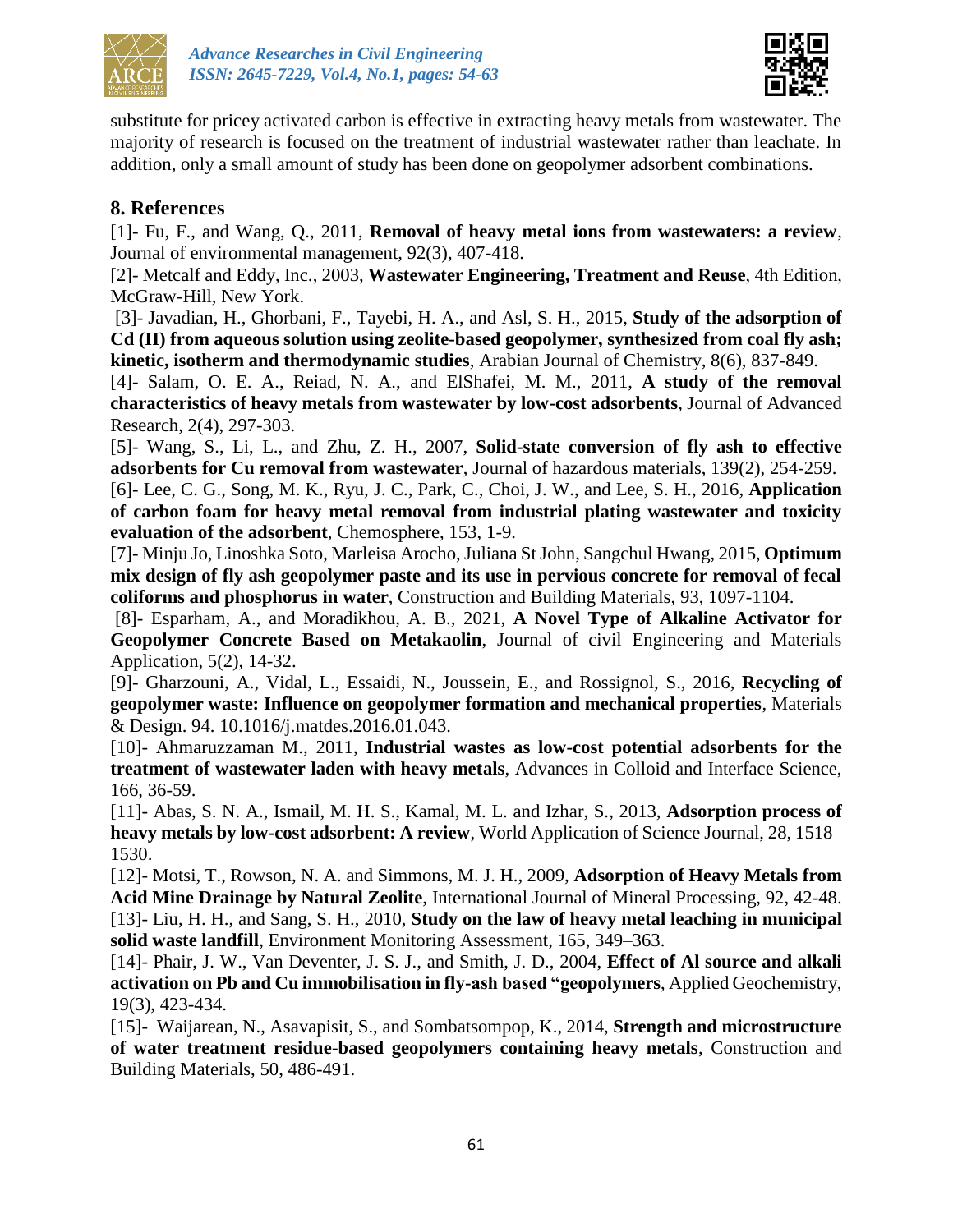substitute for pricey activated carbon is effective in extracting heavy metals from wastewater. The majority of research is focused on the treatment of industrial wastewater rather than leachate. In addition, only a small amount of study has been done on geopolymer adsorbent combinations.

## 8. References

[1]- Fu, F., and Wang, Q., 2011, **Removal of heavy metal ions from wastewaters: a review**, Journal of environmental management, 92(3), 407-418.

[2]- Metcalf and Eddy, Inc., 2003, **Wastewater Engineering, Treatment and Reuse**, 4th Edition, McGraw-Hill, New York.

[3]- Javadian, H., Ghorbani, F., Tayebi, H. A., and Asl, S. H., 2015, **Study of the adsorption of Cd (II) from aqueous solution using zeolite-based geopolymer, synthesized from coal fly ash; kinetic, isotherm and thermodynamic studies**, Arabian Journal of Chemistry, 8(6), 837-849.

[4]- Salam, O. E. A., Reiad, N. A., and ElShafei, M. M., 2011, **A study of the removal characteristics of heavy metals from wastewater by low-cost adsorbents**, Journal of Advanced Research, 2(4), 297-303.

[5]- Wang, S., Li, L., and Zhu, Z. H., 2007, **Solid-state conversion of fly ash to effective adsorbents for Cu removal from wastewater**, Journal of hazardous materials, 139(2), 254-259.

[6]- Lee, C. G., Song, M. K., Ryu, J. C., Park, C., Choi, J. W., and Lee, S. H., 2016, **Application of carbon foam for heavy metal removal from industrial plating wastewater and toxicity evaluation of the adsorbent**, Chemosphere, 153, 1-9.

[7]- Minju Jo, Linoshka Soto, Marleisa Arocho, Juliana St John, Sangchul Hwang, 2015, **Optimum mix design of fly ash geopolymer paste and its use in pervious concrete for removal of fecal coliforms and phosphorus in water**, Construction and Building Materials, 93, 1097-1104.

[8]- Esparham, A., and Moradikhou, A. B., 2021, **A Novel Type of Alkaline Activator for Geopolymer Concrete Based on Metakaolin**, Journal of civil Engineering and Materials Application, 5(2), 14-32.

[9]- Gharzouni, A., Vidal, L., Essaidi, N., Joussein, E., and Rossignol, S., 2016, **Recycling of geopolymer waste: Influence on geopolymer formation and mechanical properties**, Materials & Design. 94. 10.1016/j.matdes.2016.01.043.

[10]- Ahmaruzzaman M., 2011, **Industrial wastes as low-cost potential adsorbents for the treatment of wastewater laden with heavy metals**, Advances in Colloid and Interface Science, 166, 36-59.

[11]- Abas, S. N. A., Ismail, M. H. S., Kamal, M. L. and Izhar, S., 2013, **Adsorption process of heavy metals by low-cost adsorbent: A review**, World Application of Science Journal, 28, 1518–1530.

[12]- Motsi, T., Rowson, N. A. and Simmons, M. J. H., 2009, **Adsorption of Heavy Metals from Acid Mine Drainage by Natural Zeolite**, International Journal of Mineral Processing, 92, 42-48.

[13]- Liu, H. H., and Sang, S. H., 2010, **Study on the law of heavy metal leaching in municipal solid waste landfill**, Environment Monitoring Assessment, 165, 349–363.

[14]- Phair, J. W., Van Deventer, J. S. J., and Smith, J. D., 2004, **Effect of Al source and alkali activation on Pb and Cu immobilisation in fly-ash based "geopolymers**, Applied Geochemistry, 19(3), 423-434.

[15]- Waijarean, N., Asavapisit, S., and Sombatsompop, K., 2014, **Strength and microstructure of water treatment residue-based geopolymers containing heavy metals**, Construction and Building Materials, 50, 486-491.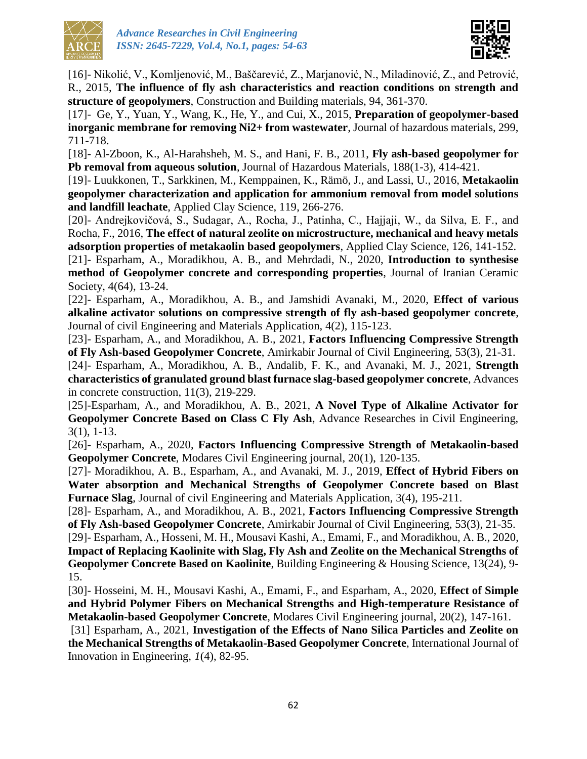[16]- Nikolić, V., Komljenović, M., Baščarević, Z., Marjanović, N., Miladinović, Z., and Petrović, R., 2015, **The influence of fly ash characteristics and reaction conditions on strength and structure of geopolymers**, Construction and Building materials, 94, 361-370.

[17]- Ge, Y., Yuan, Y., Wang, K., He, Y., and Cui, X., 2015, **Preparation of geopolymer-based inorganic membrane for removing Ni2+ from wastewater**, Journal of hazardous materials, 299, 711-718.

[18]- Al-Zboon, K., Al-Harahsheh, M. S., and Hani, F. B., 2011, **Fly ash-based geopolymer for Pb removal from aqueous solution**, Journal of Hazardous Materials, 188(1-3), 414-421.

[19]- Luukkonen, T., Sarkkinen, M., Kemppainen, K., Rämö, J., and Lassi, U., 2016, **Metakaolin geopolymer characterization and application for ammonium removal from model solutions and landfill leachate**, Applied Clay Science, 119, 266-276.

[20]- Andrejkovičová, S., Sudagar, A., Rocha, J., Patinha, C., Hajjaji, W., da Silva, E. F., and Rocha, F., 2016, **The effect of natural zeolite on microstructure, mechanical and heavy metals adsorption properties of metakaolin based geopolymers**, Applied Clay Science, 126, 141-152.

[21]- Esparham, A., Moradikhou, A. B., and Mehrdadi, N., 2020, **Introduction to synthesise method of Geopolymer concrete and corresponding properties**, Journal of Iranian Ceramic Society, 4(64), 13-24.

[22]- Esparham, A., Moradikhou, A. B., and Jamshidi Avanaki, M., 2020, **Effect of various alkaline activator solutions on compressive strength of fly ash-based geopolymer concrete**, Journal of civil Engineering and Materials Application, 4(2), 115-123.

[23]- Esparham, A., and Moradikhou, A. B., 2021, **Factors Influencing Compressive Strength of Fly Ash-based Geopolymer Concrete**, Amirkabir Journal of Civil Engineering, 53(3), 21-31.

[24]- Esparham, A., Moradikhou, A. B., Andalib, F. K., and Avanaki, M. J., 2021, **Strength characteristics of granulated ground blast furnace slag-based geopolymer concrete**, Advances in concrete construction, 11(3), 219-229.

[25]-Esparham, A., and Moradikhou, A. B., 2021, **A Novel Type of Alkaline Activator for Geopolymer Concrete Based on Class C Fly Ash**, Advance Researches in Civil Engineering, 3(1), 1-13.

[26]- Esparham, A., 2020, **Factors Influencing Compressive Strength of Metakaolin-based Geopolymer Concrete**, Modares Civil Engineering journal, 20(1), 120-135.

[27]- Moradikhou, A. B., Esparham, A., and Avanaki, M. J., 2019, **Effect of Hybrid Fibers on Water absorption and Mechanical Strengths of Geopolymer Concrete based on Blast Furnace Slag**, Journal of civil Engineering and Materials Application, 3(4), 195-211.

[28]- Esparham, A., and Moradikhou, A. B., 2021, **Factors Influencing Compressive Strength of Fly Ash-based Geopolymer Concrete**, Amirkabir Journal of Civil Engineering, 53(3), 21-35.

[29]- Esparham, A., Hosseni, M. H., Mousavi Kashi, A., Emami, F., and Moradikhou, A. B., 2020, **Impact of Replacing Kaolinite with Slag, Fly Ash and Zeolite on the Mechanical Strengths of Geopolymer Concrete Based on Kaolinite**, Building Engineering & Housing Science, 13(24), 9-15.

[30]- Hosseini, M. H., Mousavi Kashi, A., Emami, F., and Esparham, A., 2020, **Effect of Simple and Hybrid Polymer Fibers on Mechanical Strengths and High-temperature Resistance of Metakaolin-based Geopolymer Concrete**, Modares Civil Engineering journal, 20(2), 147-161.

[31] Esparham, A., 2021, **Investigation of the Effects of Nano Silica Particles and Zeolite on the Mechanical Strengths of Metakaolin-Based Geopolymer Concrete**, International Journal of Innovation in Engineering, *1*(4), 82-95.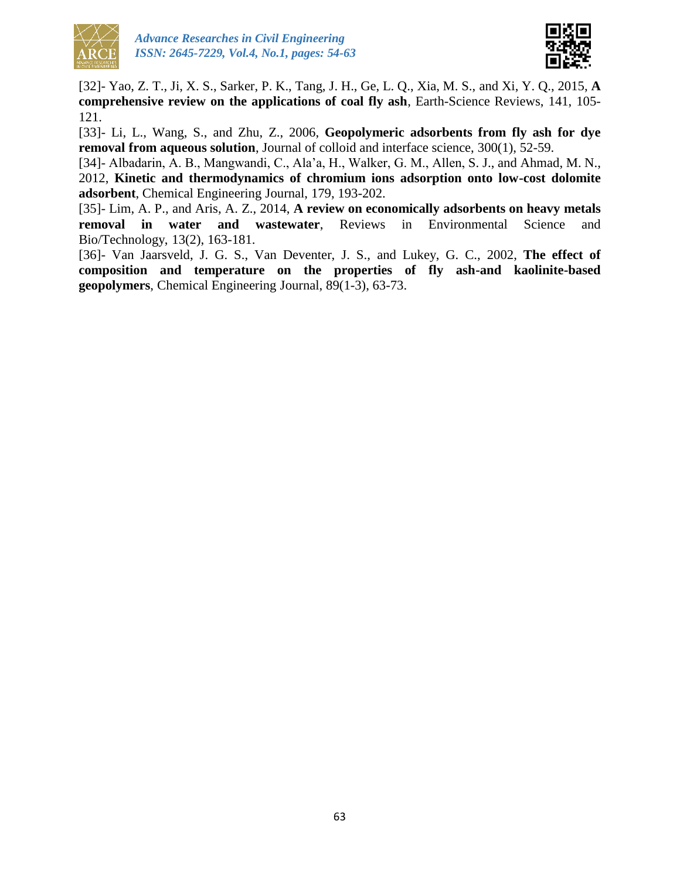[32]- Yao, Z. T., Ji, X. S., Sarker, P. K., Tang, J. H., Ge, L. Q., Xia, M. S., and Xi, Y. Q., 2015, **A comprehensive review on the applications of coal fly ash**, Earth-Science Reviews, 141, 105-121.

[33]- Li, L., Wang, S., and Zhu, Z., 2006, **Geopolymeric adsorbents from fly ash for dye removal from aqueous solution**, Journal of colloid and interface science, 300(1), 52-59.

[34]- Albadarin, A. B., Mangwandi, C., Ala'a, H., Walker, G. M., Allen, S. J., and Ahmad, M. N., 2012, **Kinetic and thermodynamics of chromium ions adsorption onto low-cost dolomite adsorbent**, Chemical Engineering Journal, 179, 193-202.

[35]- Lim, A. P., and Aris, A. Z., 2014, **A review on economically adsorbents on heavy metals removal in water and wastewater**, Reviews in Environmental Science and Bio/Technology, 13(2), 163-181.

[36]- Van Jaarsveld, J. G. S., Van Deventer, J. S., and Lukey, G. C., 2002, **The effect of composition and temperature on the properties of fly ash-and kaolinite-based geopolymers**, Chemical Engineering Journal, 89(1-3), 63-73.